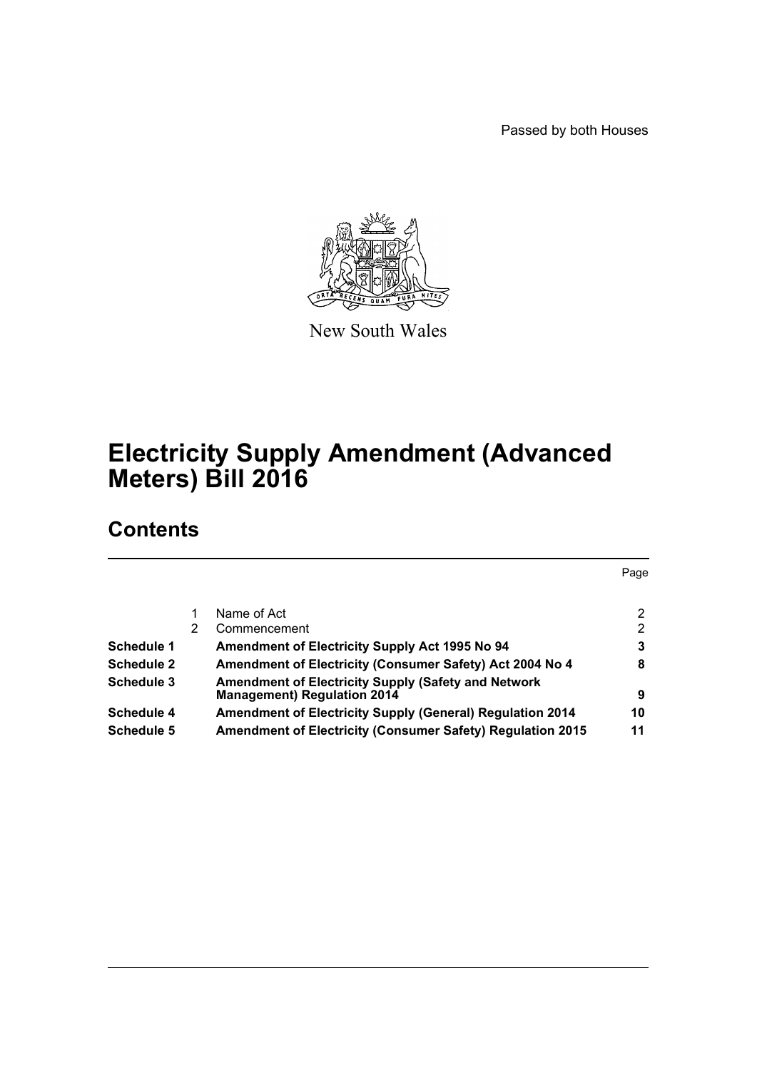Passed by both Houses

New South Wales

# Electricity Supply Amendment (Advanced Meters) Bill 2016

## Contents

| | | | Page |
|---|---|---|---|
| | 1 | Name of Act | 2 |
| | 2 | Commencement | 2 |
| **Schedule 1** | | **Amendment of Electricity Supply Act 1995 No 94** | **3** |
| **Schedule 2** | | **Amendment of Electricity (Consumer Safety) Act 2004 No 4** | **8** |
| **Schedule 3** | | **Amendment of Electricity Supply (Safety and Network Management) Regulation 2014** | **9** |
| **Schedule 4** | | **Amendment of Electricity Supply (General) Regulation 2014** | **10** |
| **Schedule 5** | | **Amendment of Electricity (Consumer Safety) Regulation 2015** | **11** |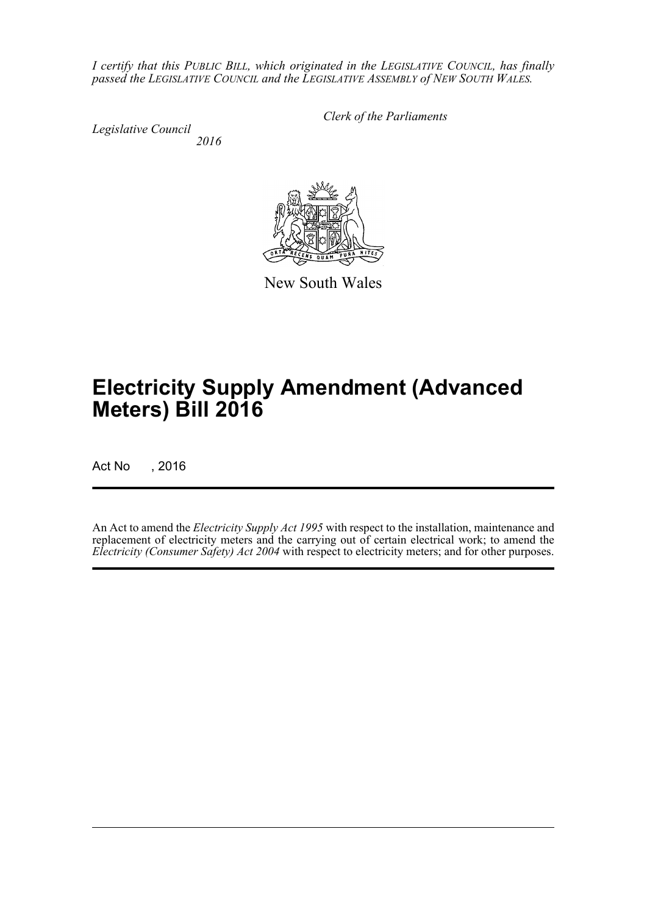*I certify that this PUBLIC BILL, which originated in the LEGISLATIVE COUNCIL, has finally passed the LEGISLATIVE COUNCIL and the LEGISLATIVE ASSEMBLY of NEW SOUTH WALES.*

*Clerk of the Parliaments*

*Legislative Council*
*2016*

New South Wales

# Electricity Supply Amendment (Advanced Meters) Bill 2016

Act No , 2016

An Act to amend the *Electricity Supply Act 1995* with respect to the installation, maintenance and replacement of electricity meters and the carrying out of certain electrical work; to amend the *Electricity (Consumer Safety) Act 2004* with respect to electricity meters; and for other purposes.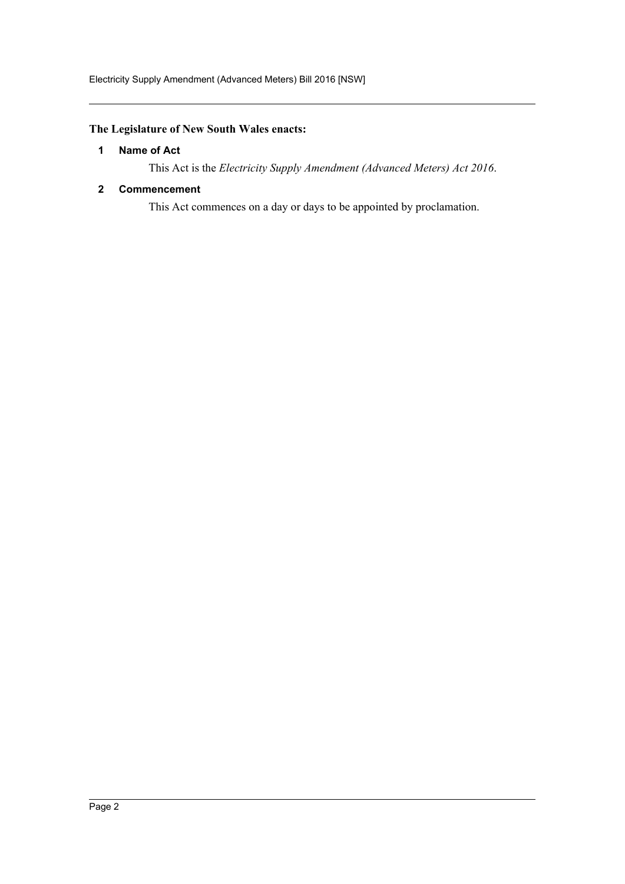**The Legislature of New South Wales enacts:**

### 1 Name of Act

This Act is the *Electricity Supply Amendment (Advanced Meters) Act 2016*.

### 2 Commencement

This Act commences on a day or days to be appointed by proclamation.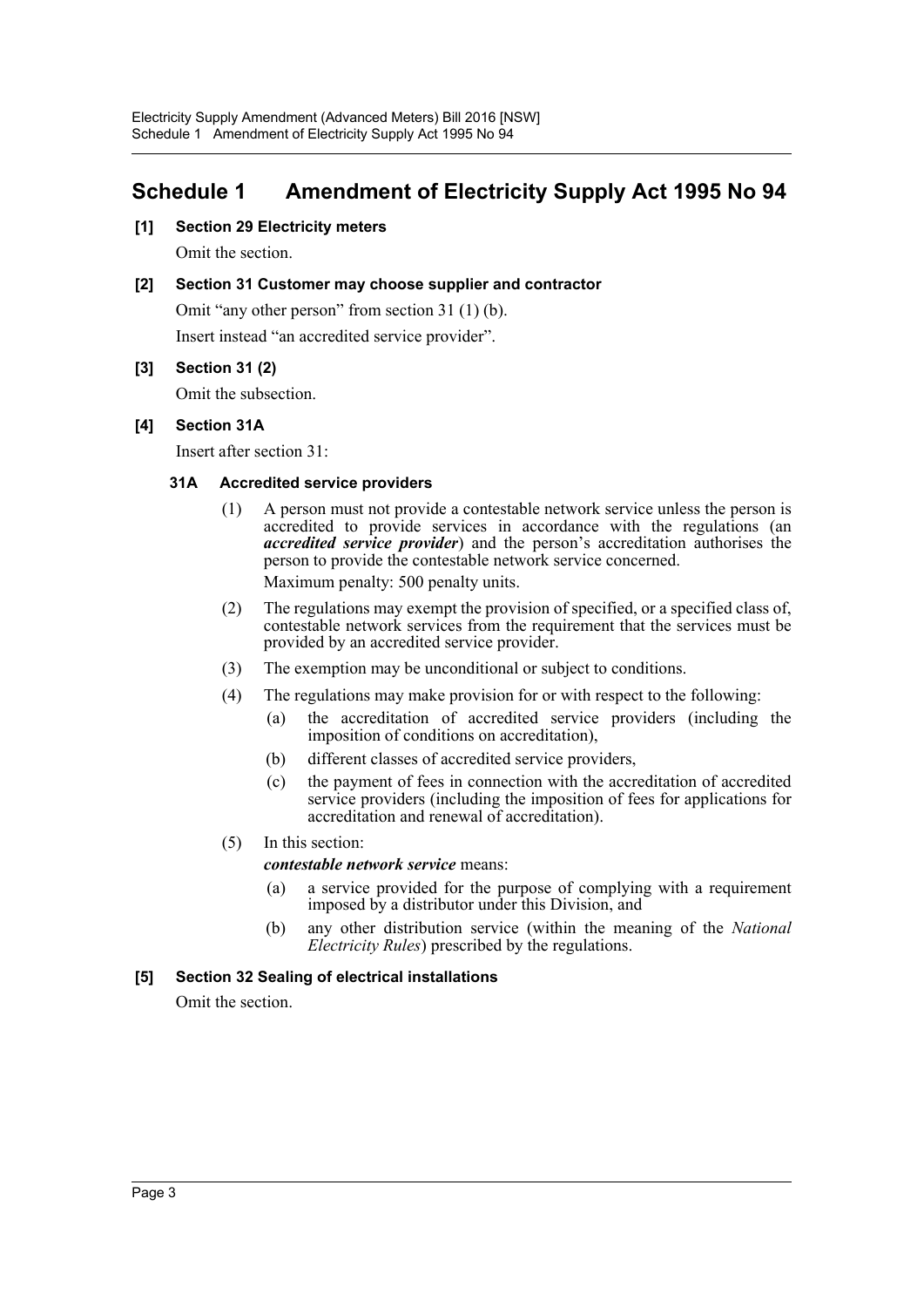# Schedule 1 Amendment of Electricity Supply Act 1995 No 94

**[1] Section 29 Electricity meters**

Omit the section.

**[2] Section 31 Customer may choose supplier and contractor**

Omit "any other person" from section 31 (1) (b).

Insert instead "an accredited service provider".

**[3] Section 31 (2)**

Omit the subsection.

**[4] Section 31A**

Insert after section 31:

**31A Accredited service providers**

(1) A person must not provide a contestable network service unless the person is accredited to provide services in accordance with the regulations (an ***accredited service provider***) and the person's accreditation authorises the person to provide the contestable network service concerned.

Maximum penalty: 500 penalty units.

(2) The regulations may exempt the provision of specified, or a specified class of, contestable network services from the requirement that the services must be provided by an accredited service provider.

(3) The exemption may be unconditional or subject to conditions.

(4) The regulations may make provision for or with respect to the following:

(a) the accreditation of accredited service providers (including the imposition of conditions on accreditation),

(b) different classes of accredited service providers,

(c) the payment of fees in connection with the accreditation of accredited service providers (including the imposition of fees for applications for accreditation and renewal of accreditation).

(5) In this section:

***contestable network service*** means:

(a) a service provided for the purpose of complying with a requirement imposed by a distributor under this Division, and

(b) any other distribution service (within the meaning of the *National Electricity Rules*) prescribed by the regulations.

**[5] Section 32 Sealing of electrical installations**

Omit the section.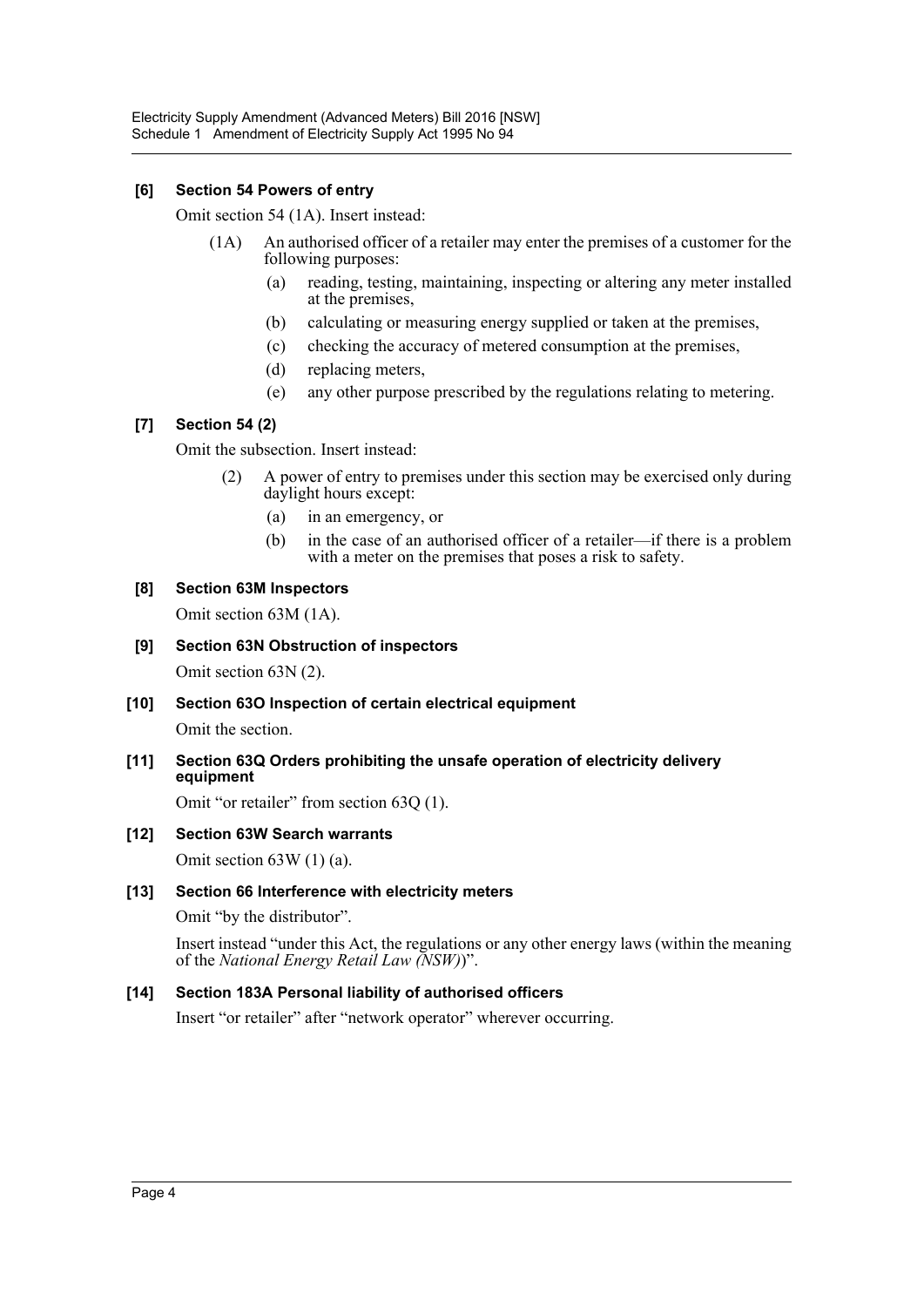### [6] Section 54 Powers of entry

Omit section 54 (1A). Insert instead:

(1A) An authorised officer of a retailer may enter the premises of a customer for the following purposes:

- (a) reading, testing, maintaining, inspecting or altering any meter installed at the premises,
- (b) calculating or measuring energy supplied or taken at the premises,
- (c) checking the accuracy of metered consumption at the premises,
- (d) replacing meters,
- (e) any other purpose prescribed by the regulations relating to metering.

### [7] Section 54 (2)

Omit the subsection. Insert instead:

(2) A power of entry to premises under this section may be exercised only during daylight hours except:

- (a) in an emergency, or
- (b) in the case of an authorised officer of a retailer—if there is a problem with a meter on the premises that poses a risk to safety.

### [8] Section 63M Inspectors

Omit section 63M (1A).

### [9] Section 63N Obstruction of inspectors

Omit section 63N (2).

### [10] Section 63O Inspection of certain electrical equipment

Omit the section.

### [11] Section 63Q Orders prohibiting the unsafe operation of electricity delivery equipment

Omit "or retailer" from section 63Q (1).

### [12] Section 63W Search warrants

Omit section 63W (1) (a).

### [13] Section 66 Interference with electricity meters

Omit "by the distributor".

Insert instead "under this Act, the regulations or any other energy laws (within the meaning of the *National Energy Retail Law (NSW)*)".

### [14] Section 183A Personal liability of authorised officers

Insert "or retailer" after "network operator" wherever occurring.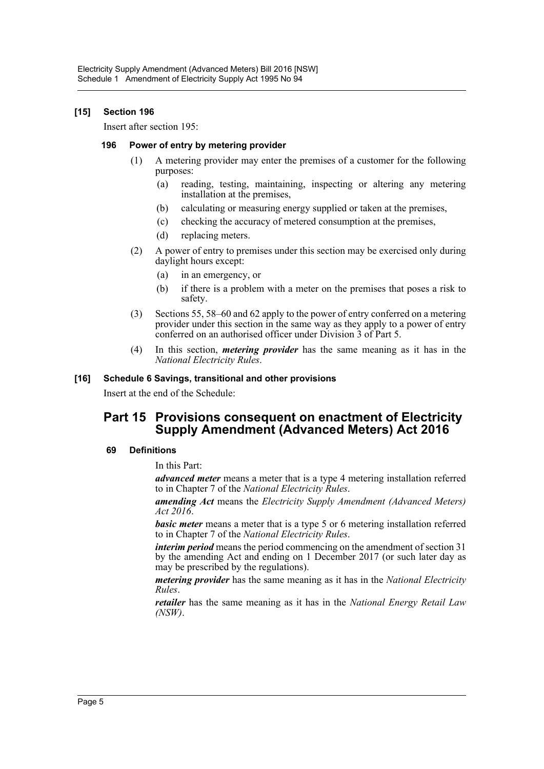**[15] Section 196**

Insert after section 195:

**196 Power of entry by metering provider**

(1) A metering provider may enter the premises of a customer for the following purposes:

(a) reading, testing, maintaining, inspecting or altering any metering installation at the premises,

(b) calculating or measuring energy supplied or taken at the premises,

(c) checking the accuracy of metered consumption at the premises,

(d) replacing meters.

(2) A power of entry to premises under this section may be exercised only during daylight hours except:

(a) in an emergency, or

(b) if there is a problem with a meter on the premises that poses a risk to safety.

(3) Sections 55, 58–60 and 62 apply to the power of entry conferred on a metering provider under this section in the same way as they apply to a power of entry conferred on an authorised officer under Division 3 of Part 5.

(4) In this section, ***metering provider*** has the same meaning as it has in the *National Electricity Rules*.

**[16] Schedule 6 Savings, transitional and other provisions**

Insert at the end of the Schedule:

## Part 15 Provisions consequent on enactment of Electricity Supply Amendment (Advanced Meters) Act 2016

**69 Definitions**

In this Part:

***advanced meter*** means a meter that is a type 4 metering installation referred to in Chapter 7 of the *National Electricity Rules*.

***amending Act*** means the *Electricity Supply Amendment (Advanced Meters) Act 2016*.

***basic meter*** means a meter that is a type 5 or 6 metering installation referred to in Chapter 7 of the *National Electricity Rules*.

***interim period*** means the period commencing on the amendment of section 31 by the amending Act and ending on 1 December 2017 (or such later day as may be prescribed by the regulations).

***metering provider*** has the same meaning as it has in the *National Electricity Rules*.

***retailer*** has the same meaning as it has in the *National Energy Retail Law (NSW)*.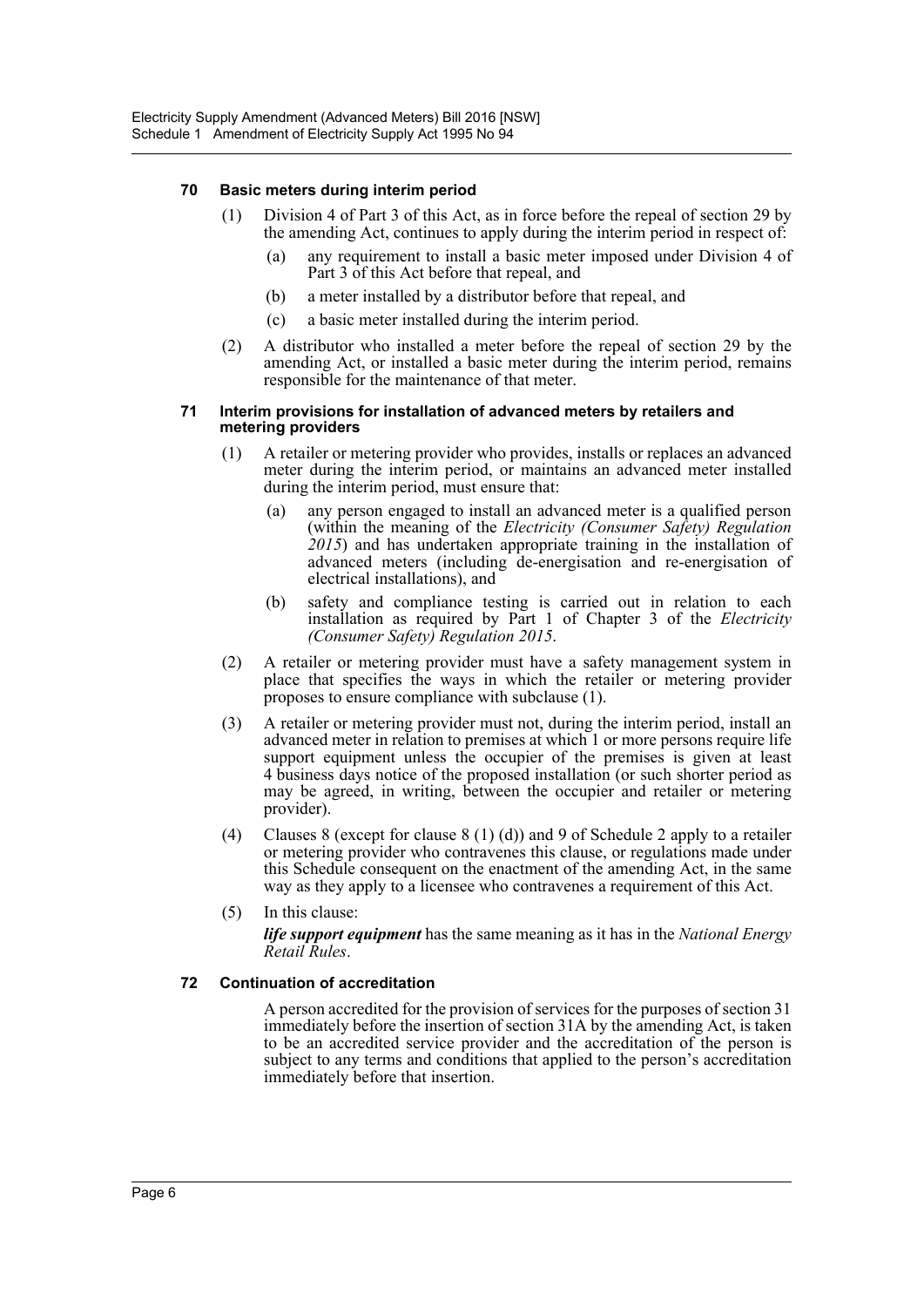#### 70 Basic meters during interim period

(1) Division 4 of Part 3 of this Act, as in force before the repeal of section 29 by the amending Act, continues to apply during the interim period in respect of:

(a) any requirement to install a basic meter imposed under Division 4 of Part 3 of this Act before that repeal, and

(b) a meter installed by a distributor before that repeal, and

(c) a basic meter installed during the interim period.

(2) A distributor who installed a meter before the repeal of section 29 by the amending Act, or installed a basic meter during the interim period, remains responsible for the maintenance of that meter.

#### 71 Interim provisions for installation of advanced meters by retailers and metering providers

(1) A retailer or metering provider who provides, installs or replaces an advanced meter during the interim period, or maintains an advanced meter installed during the interim period, must ensure that:

(a) any person engaged to install an advanced meter is a qualified person (within the meaning of the *Electricity (Consumer Safety) Regulation 2015*) and has undertaken appropriate training in the installation of advanced meters (including de-energisation and re-energisation of electrical installations), and

(b) safety and compliance testing is carried out in relation to each installation as required by Part 1 of Chapter 3 of the *Electricity (Consumer Safety) Regulation 2015*.

(2) A retailer or metering provider must have a safety management system in place that specifies the ways in which the retailer or metering provider proposes to ensure compliance with subclause (1).

(3) A retailer or metering provider must not, during the interim period, install an advanced meter in relation to premises at which 1 or more persons require life support equipment unless the occupier of the premises is given at least 4 business days notice of the proposed installation (or such shorter period as may be agreed, in writing, between the occupier and retailer or metering provider).

(4) Clauses 8 (except for clause 8 (1) (d)) and 9 of Schedule 2 apply to a retailer or metering provider who contravenes this clause, or regulations made under this Schedule consequent on the enactment of the amending Act, in the same way as they apply to a licensee who contravenes a requirement of this Act.

(5) In this clause:

***life support equipment*** has the same meaning as it has in the *National Energy Retail Rules*.

#### 72 Continuation of accreditation

A person accredited for the provision of services for the purposes of section 31 immediately before the insertion of section 31A by the amending Act, is taken to be an accredited service provider and the accreditation of the person is subject to any terms and conditions that applied to the person's accreditation immediately before that insertion.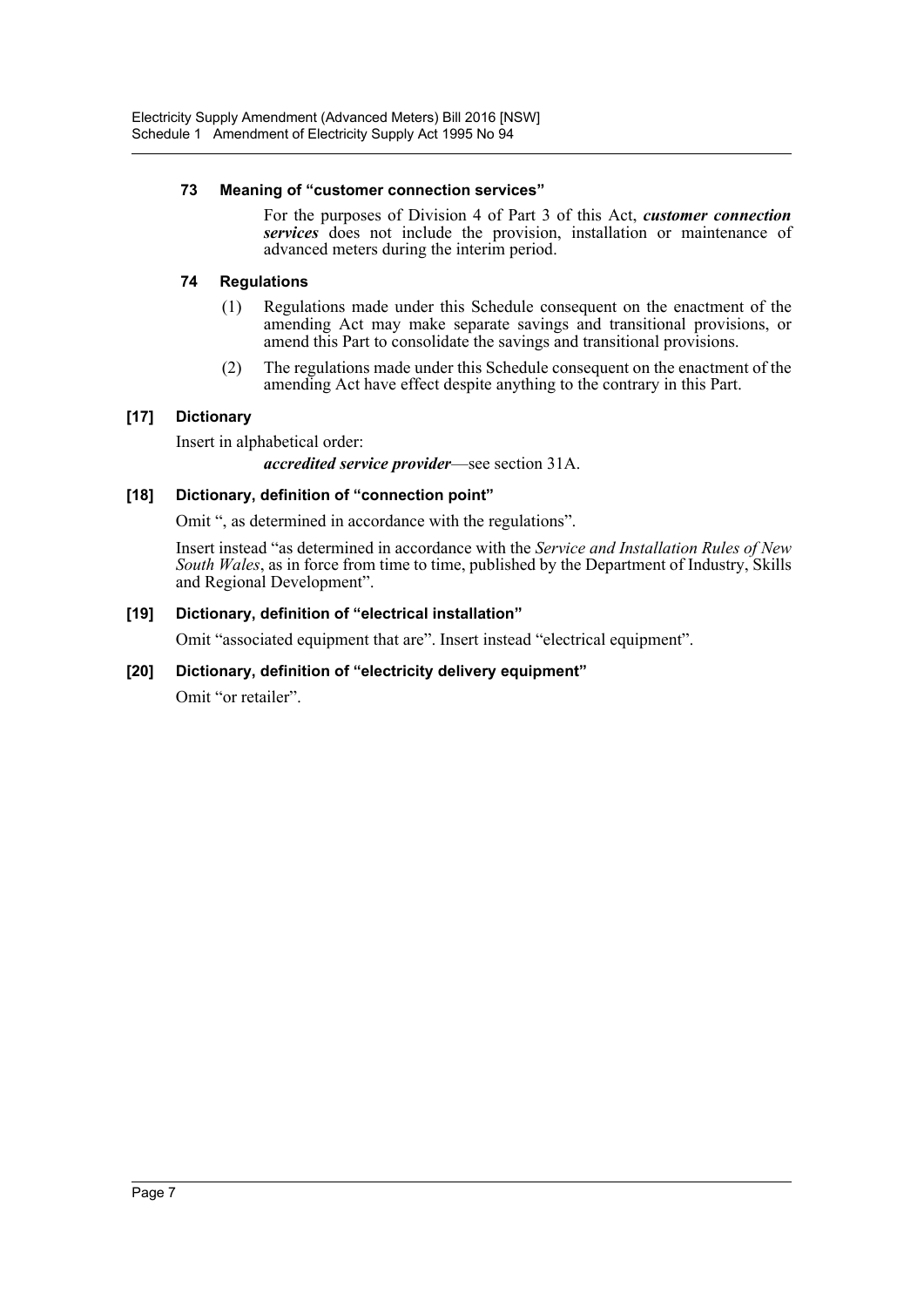#### 73 Meaning of "customer connection services"

For the purposes of Division 4 of Part 3 of this Act, ***customer connection services*** does not include the provision, installation or maintenance of advanced meters during the interim period.

#### 74 Regulations

(1) Regulations made under this Schedule consequent on the enactment of the amending Act may make separate savings and transitional provisions, or amend this Part to consolidate the savings and transitional provisions.

(2) The regulations made under this Schedule consequent on the enactment of the amending Act have effect despite anything to the contrary in this Part.

### [17] Dictionary

Insert in alphabetical order:

***accredited service provider***—see section 31A.

### [18] Dictionary, definition of "connection point"

Omit ", as determined in accordance with the regulations".

Insert instead "as determined in accordance with the *Service and Installation Rules of New South Wales*, as in force from time to time, published by the Department of Industry, Skills and Regional Development".

### [19] Dictionary, definition of "electrical installation"

Omit "associated equipment that are". Insert instead "electrical equipment".

### [20] Dictionary, definition of "electricity delivery equipment"

Omit "or retailer".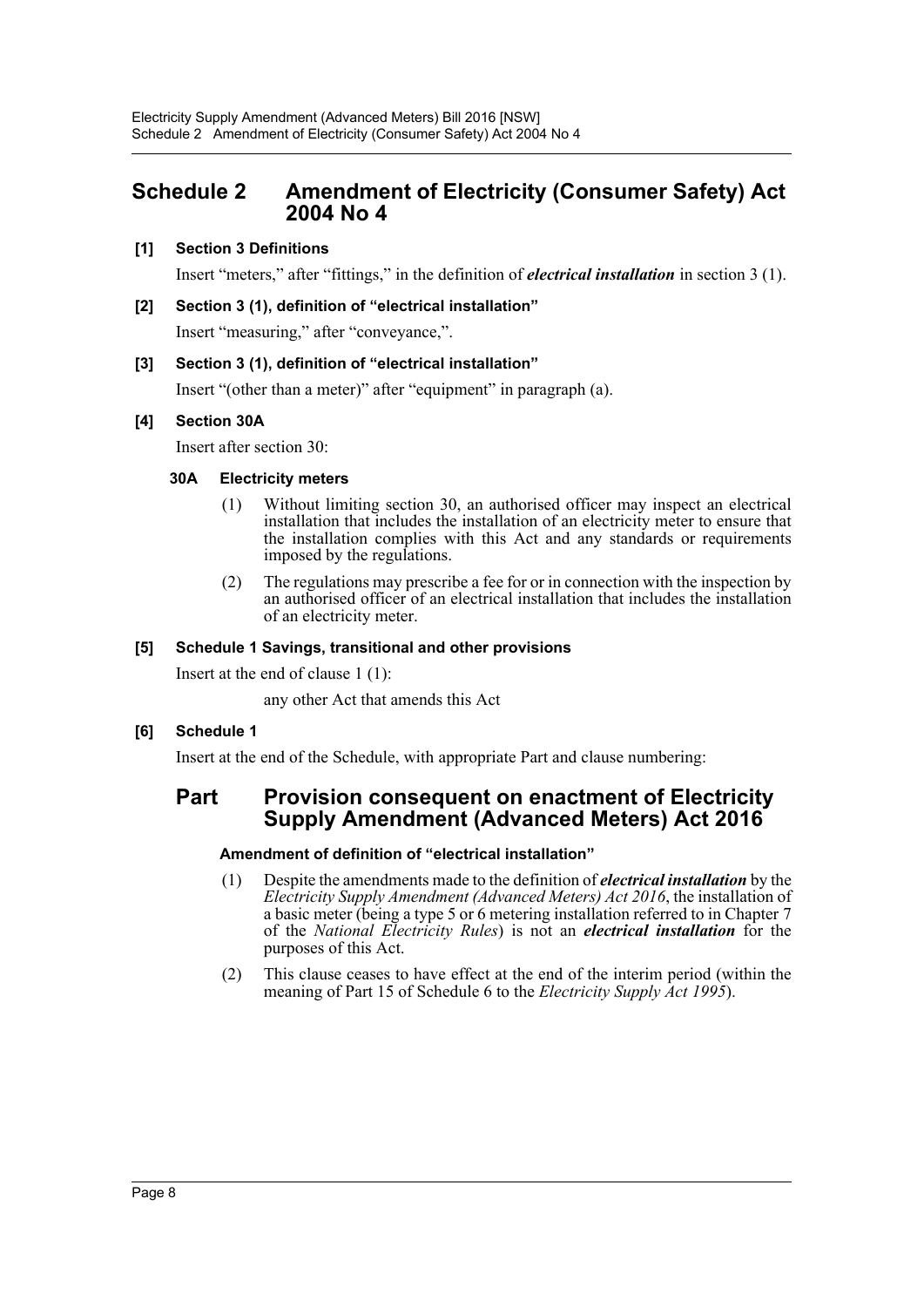# Schedule 2 Amendment of Electricity (Consumer Safety) Act 2004 No 4

**[1] Section 3 Definitions**

Insert "meters," after "fittings," in the definition of ***electrical installation*** in section 3 (1).

**[2] Section 3 (1), definition of "electrical installation"**

Insert "measuring," after "conveyance,".

**[3] Section 3 (1), definition of "electrical installation"**

Insert "(other than a meter)" after "equipment" in paragraph (a).

**[4] Section 30A**

Insert after section 30:

**30A Electricity meters**

(1) Without limiting section 30, an authorised officer may inspect an electrical installation that includes the installation of an electricity meter to ensure that the installation complies with this Act and any standards or requirements imposed by the regulations.

(2) The regulations may prescribe a fee for or in connection with the inspection by an authorised officer of an electrical installation that includes the installation of an electricity meter.

**[5] Schedule 1 Savings, transitional and other provisions**

Insert at the end of clause 1 (1):

any other Act that amends this Act

**[6] Schedule 1**

Insert at the end of the Schedule, with appropriate Part and clause numbering:

## Part Provision consequent on enactment of Electricity Supply Amendment (Advanced Meters) Act 2016

**Amendment of definition of "electrical installation"**

(1) Despite the amendments made to the definition of ***electrical installation*** by the *Electricity Supply Amendment (Advanced Meters) Act 2016*, the installation of a basic meter (being a type 5 or 6 metering installation referred to in Chapter 7 of the *National Electricity Rules*) is not an ***electrical installation*** for the purposes of this Act.

(2) This clause ceases to have effect at the end of the interim period (within the meaning of Part 15 of Schedule 6 to the *Electricity Supply Act 1995*).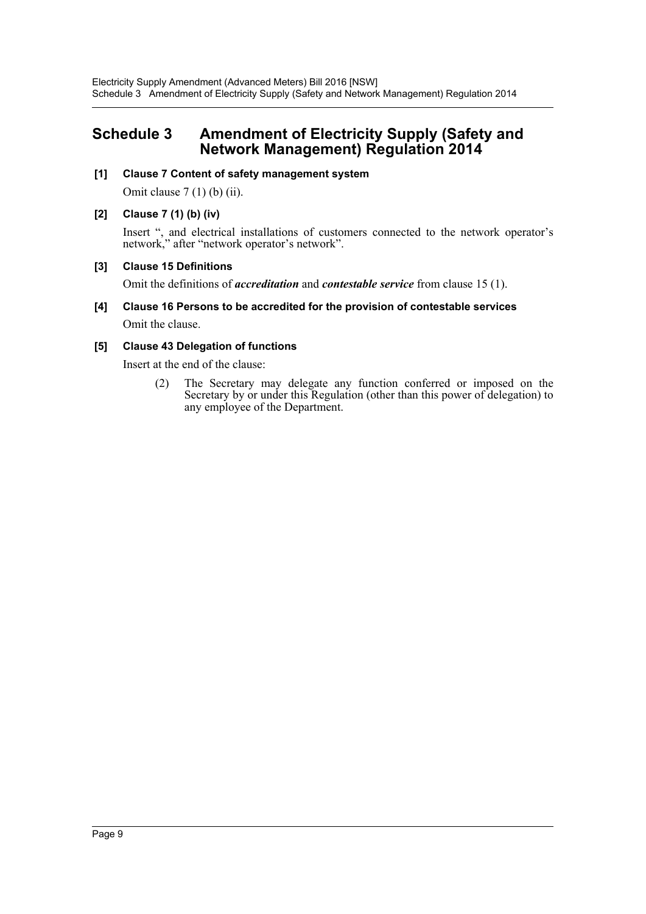# Schedule 3 Amendment of Electricity Supply (Safety and Network Management) Regulation 2014

**[1] Clause 7 Content of safety management system**

Omit clause 7 (1) (b) (ii).

**[2] Clause 7 (1) (b) (iv)**

Insert ", and electrical installations of customers connected to the network operator's network," after "network operator's network".

**[3] Clause 15 Definitions**

Omit the definitions of ***accreditation*** and ***contestable service*** from clause 15 (1).

**[4] Clause 16 Persons to be accredited for the provision of contestable services**

Omit the clause.

**[5] Clause 43 Delegation of functions**

Insert at the end of the clause:

> (2) The Secretary may delegate any function conferred or imposed on the Secretary by or under this Regulation (other than this power of delegation) to any employee of the Department.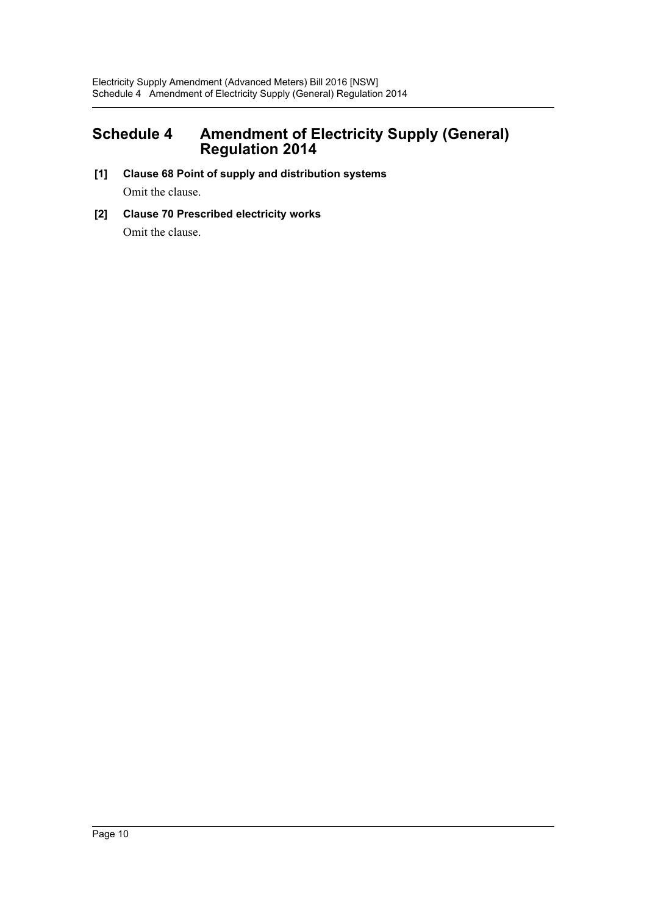## Schedule 4 Amendment of Electricity Supply (General) Regulation 2014

**[1] Clause 68 Point of supply and distribution systems**

Omit the clause.

**[2] Clause 70 Prescribed electricity works**

Omit the clause.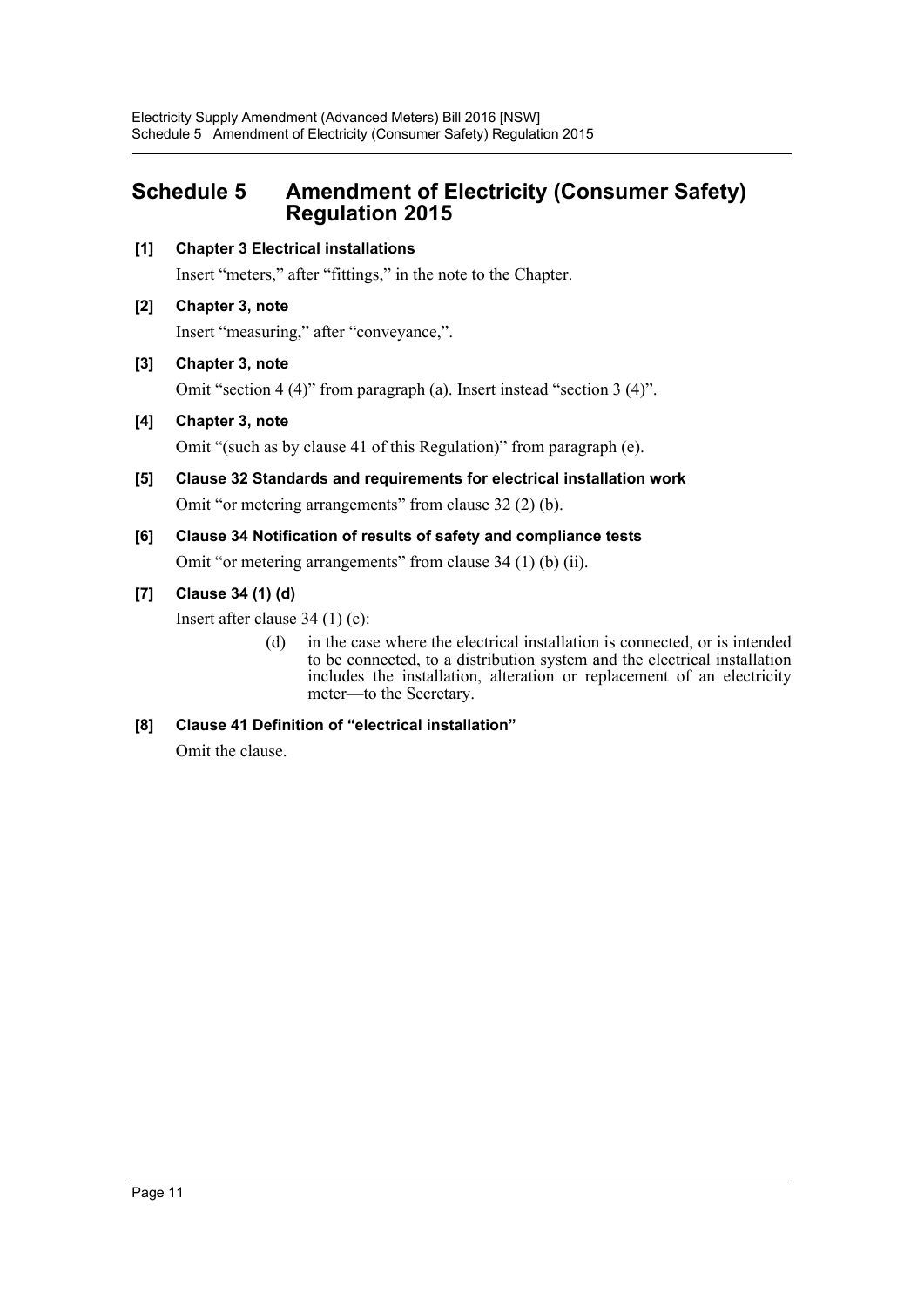# Schedule 5 Amendment of Electricity (Consumer Safety) Regulation 2015

**[1] Chapter 3 Electrical installations**

Insert "meters," after "fittings," in the note to the Chapter.

**[2] Chapter 3, note**

Insert "measuring," after "conveyance,".

**[3] Chapter 3, note**

Omit "section 4 (4)" from paragraph (a). Insert instead "section 3 (4)".

**[4] Chapter 3, note**

Omit "(such as by clause 41 of this Regulation)" from paragraph (e).

**[5] Clause 32 Standards and requirements for electrical installation work**

Omit "or metering arrangements" from clause 32 (2) (b).

**[6] Clause 34 Notification of results of safety and compliance tests**

Omit "or metering arrangements" from clause 34 (1) (b) (ii).

**[7] Clause 34 (1) (d)**

Insert after clause 34 (1) (c):

> (d) in the case where the electrical installation is connected, or is intended to be connected, to a distribution system and the electrical installation includes the installation, alteration or replacement of an electricity meter—to the Secretary.

**[8] Clause 41 Definition of "electrical installation"**

Omit the clause.